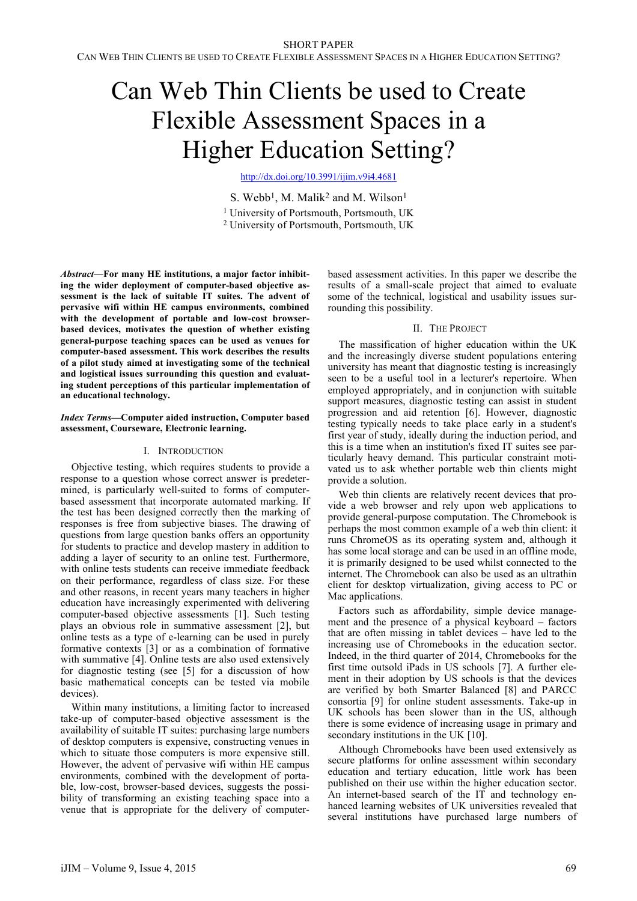SHORT PAPER

# Can Web Thin Clients be used to Create Flexible Assessment Spaces in a Higher Education Setting?

http://dx.doi.org/10.3991/ijim.v9i4.4681

S. Webb[1], M. Malik[2] and M. Wilson[1]

[1] University of Portsmouth, Portsmouth, UK

[2] University of Portsmouth, Portsmouth, UK

***Abstract*—For many HE institutions, a major factor inhibiting the wider deployment of computer-based objective assessment is the lack of suitable IT suites. The advent of pervasive wifi within HE campus environments, combined with the development of portable and low-cost browser-based devices, motivates the question of whether existing general-purpose teaching spaces can be used as venues for computer-based assessment. This work describes the results of a pilot study aimed at investigating some of the technical and logistical issues surrounding this question and evaluating student perceptions of this particular implementation of an educational technology.**

***Index Terms*—Computer aided instruction, Computer based assessment, Courseware, Electronic learning.**

## I. Introduction

Objective testing, which requires students to provide a response to a question whose correct answer is predetermined, is particularly well-suited to forms of computer-based assessment that incorporate automated marking. If the test has been designed correctly then the marking of responses is free from subjective biases. The drawing of questions from large question banks offers an opportunity for students to practice and develop mastery in addition to adding a layer of security to an online test. Furthermore, with online tests students can receive immediate feedback on their performance, regardless of class size. For these and other reasons, in recent years many teachers in higher education have increasingly experimented with delivering computer-based objective assessments [1]. Such testing plays an obvious role in summative assessment [2], but online tests as a type of e-learning can be used in purely formative contexts [3] or as a combination of formative with summative [4]. Online tests are also used extensively for diagnostic testing (see [5] for a discussion of how basic mathematical concepts can be tested via mobile devices).

Within many institutions, a limiting factor to increased take-up of computer-based objective assessment is the availability of suitable IT suites: purchasing large numbers of desktop computers is expensive, constructing venues in which to situate those computers is more expensive still. However, the advent of pervasive wifi within HE campus environments, combined with the development of portable, low-cost, browser-based devices, suggests the possibility of transforming an existing teaching space into a venue that is appropriate for the delivery of computer-based assessment activities. In this paper we describe the results of a small-scale project that aimed to evaluate some of the technical, logistical and usability issues surrounding this possibility.

## II. The Project

The massification of higher education within the UK and the increasingly diverse student populations entering university has meant that diagnostic testing is increasingly seen to be a useful tool in a lecturer's repertoire. When employed appropriately, and in conjunction with suitable support measures, diagnostic testing can assist in student progression and aid retention [6]. However, diagnostic testing typically needs to take place early in a student's first year of study, ideally during the induction period, and this is a time when an institution's fixed IT suites see particularly heavy demand. This particular constraint motivated us to ask whether portable web thin clients might provide a solution.

Web thin clients are relatively recent devices that provide a web browser and rely upon web applications to provide general-purpose computation. The Chromebook is perhaps the most common example of a web thin client: it runs ChromeOS as its operating system and, although it has some local storage and can be used in an offline mode, it is primarily designed to be used whilst connected to the internet. The Chromebook can also be used as an ultrathin client for desktop virtualization, giving access to PC or Mac applications.

Factors such as affordability, simple device management and the presence of a physical keyboard – factors that are often missing in tablet devices – have led to the increasing use of Chromebooks in the education sector. Indeed, in the third quarter of 2014, Chromebooks for the first time outsold iPads in US schools [7]. A further element in their adoption by US schools is that the devices are verified by both Smarter Balanced [8] and PARCC consortia [9] for online student assessments. Take-up in UK schools has been slower than in the US, although there is some evidence of increasing usage in primary and secondary institutions in the UK [10].

Although Chromebooks have been used extensively as secure platforms for online assessment within secondary education and tertiary education, little work has been published on their use within the higher education sector. An internet-based search of the IT and technology enhanced learning websites of UK universities revealed that several institutions have purchased large numbers of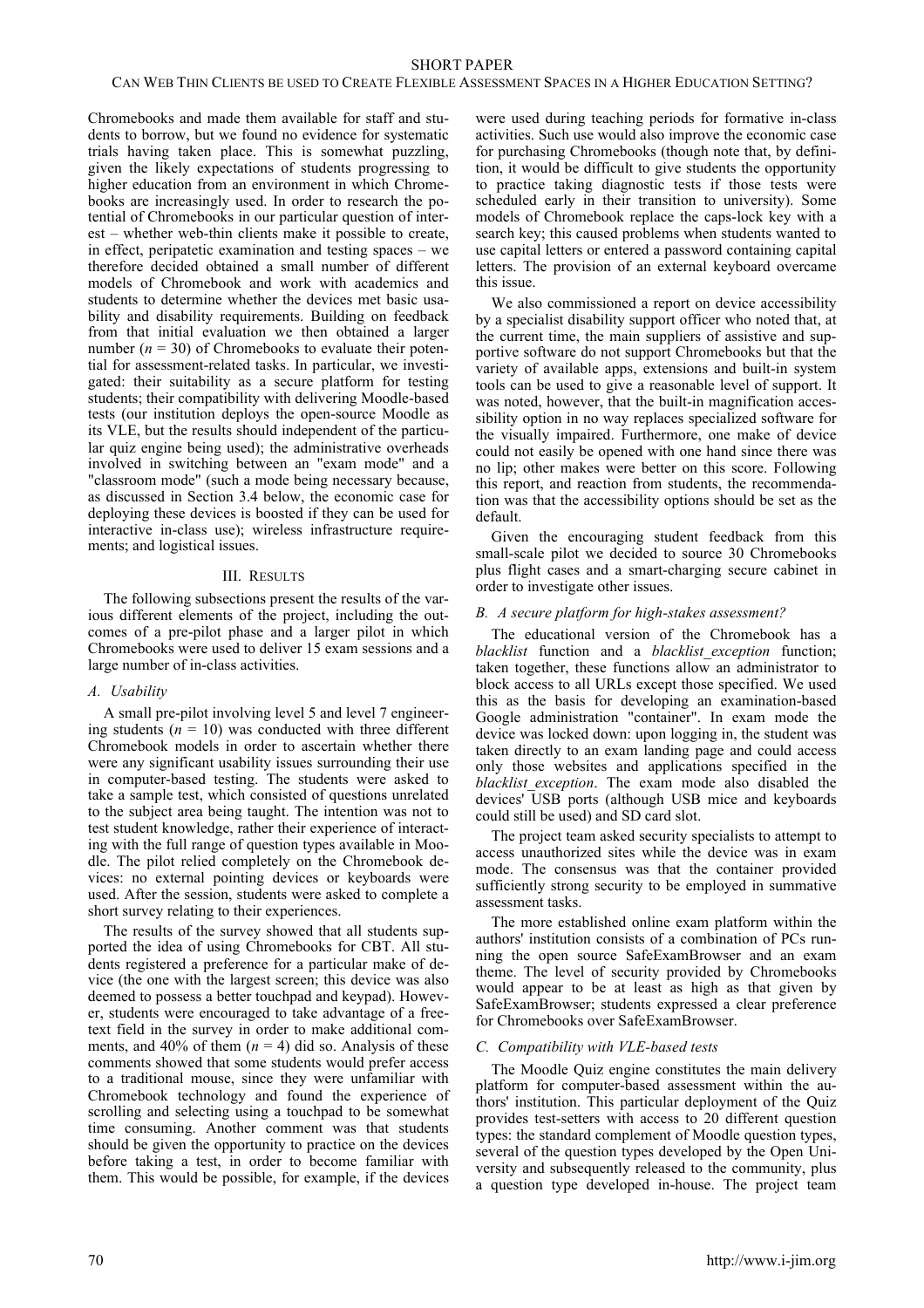Chromebooks and made them available for staff and students to borrow, but we found no evidence for systematic trials having taken place. This is somewhat puzzling, given the likely expectations of students progressing to higher education from an environment in which Chromebooks are increasingly used. In order to research the potential of Chromebooks in our particular question of interest – whether web-thin clients make it possible to create, in effect, peripatetic examination and testing spaces – we therefore decided obtained a small number of different models of Chromebook and work with academics and students to determine whether the devices met basic usability and disability requirements. Building on feedback from that initial evaluation we then obtained a larger number ($n$ = 30) of Chromebooks to evaluate their potential for assessment-related tasks. In particular, we investigated: their suitability as a secure platform for testing students; their compatibility with delivering Moodle-based tests (our institution deploys the open-source Moodle as its VLE, but the results should independent of the particular quiz engine being used); the administrative overheads involved in switching between an "exam mode" and a "classroom mode" (such a mode being necessary because, as discussed in Section 3.4 below, the economic case for deploying these devices is boosted if they can be used for interactive in-class use); wireless infrastructure requirements; and logistical issues.

## III. Results

The following subsections present the results of the various different elements of the project, including the outcomes of a pre-pilot phase and a larger pilot in which Chromebooks were used to deliver 15 exam sessions and a large number of in-class activities.

### A. Usability

A small pre-pilot involving level 5 and level 7 engineering students ($n$ = 10) was conducted with three different Chromebook models in order to ascertain whether there were any significant usability issues surrounding their use in computer-based testing. The students were asked to take a sample test, which consisted of questions unrelated to the subject area being taught. The intention was not to test student knowledge, rather their experience of interacting with the full range of question types available in Moodle. The pilot relied completely on the Chromebook devices: no external pointing devices or keyboards were used. After the session, students were asked to complete a short survey relating to their experiences.

The results of the survey showed that all students supported the idea of using Chromebooks for CBT. All students registered a preference for a particular make of device (the one with the largest screen; this device was also deemed to possess a better touchpad and keypad). However, students were encouraged to take advantage of a free-text field in the survey in order to make additional comments, and 40% of them ($n$ = 4) did so. Analysis of these comments showed that some students would prefer access to a traditional mouse, since they were unfamiliar with Chromebook technology and found the experience of scrolling and selecting using a touchpad to be somewhat time consuming. Another comment was that students should be given the opportunity to practice on the devices before taking a test, in order to become familiar with them. This would be possible, for example, if the devices were used during teaching periods for formative in-class activities. Such use would also improve the economic case for purchasing Chromebooks (though note that, by definition, it would be difficult to give students the opportunity to practice taking diagnostic tests if those tests were scheduled early in their transition to university). Some models of Chromebook replace the caps-lock key with a search key; this caused problems when students wanted to use capital letters or entered a password containing capital letters. The provision of an external keyboard overcame this issue.

We also commissioned a report on device accessibility by a specialist disability support officer who noted that, at the current time, the main suppliers of assistive and supportive software do not support Chromebooks but that the variety of available apps, extensions and built-in system tools can be used to give a reasonable level of support. It was noted, however, that the built-in magnification accessibility option in no way replaces specialized software for the visually impaired. Furthermore, one make of device could not easily be opened with one hand since there was no lip; other makes were better on this score. Following this report, and reaction from students, the recommendation was that the accessibility options should be set as the default.

Given the encouraging student feedback from this small-scale pilot we decided to source 30 Chromebooks plus flight cases and a smart-charging secure cabinet in order to investigate other issues.

### B. A secure platform for high-stakes assessment?

The educational version of the Chromebook has a *blacklist* function and a *blacklist_exception* function; taken together, these functions allow an administrator to block access to all URLs except those specified. We used this as the basis for developing an examination-based Google administration "container". In exam mode the device was locked down: upon logging in, the student was taken directly to an exam landing page and could access only those websites and applications specified in the *blacklist_exception*. The exam mode also disabled the devices' USB ports (although USB mice and keyboards could still be used) and SD card slot.

The project team asked security specialists to attempt to access unauthorized sites while the device was in exam mode. The consensus was that the container provided sufficiently strong security to be employed in summative assessment tasks.

The more established online exam platform within the authors' institution consists of a combination of PCs running the open source SafeExamBrowser and an exam theme. The level of security provided by Chromebooks would appear to be at least as high as that given by SafeExamBrowser; students expressed a clear preference for Chromebooks over SafeExamBrowser.

### C. Compatibility with VLE-based tests

The Moodle Quiz engine constitutes the main delivery platform for computer-based assessment within the authors' institution. This particular deployment of the Quiz provides test-setters with access to 20 different question types: the standard complement of Moodle question types, several of the question types developed by the Open University and subsequently released to the community, plus a question type developed in-house. The project team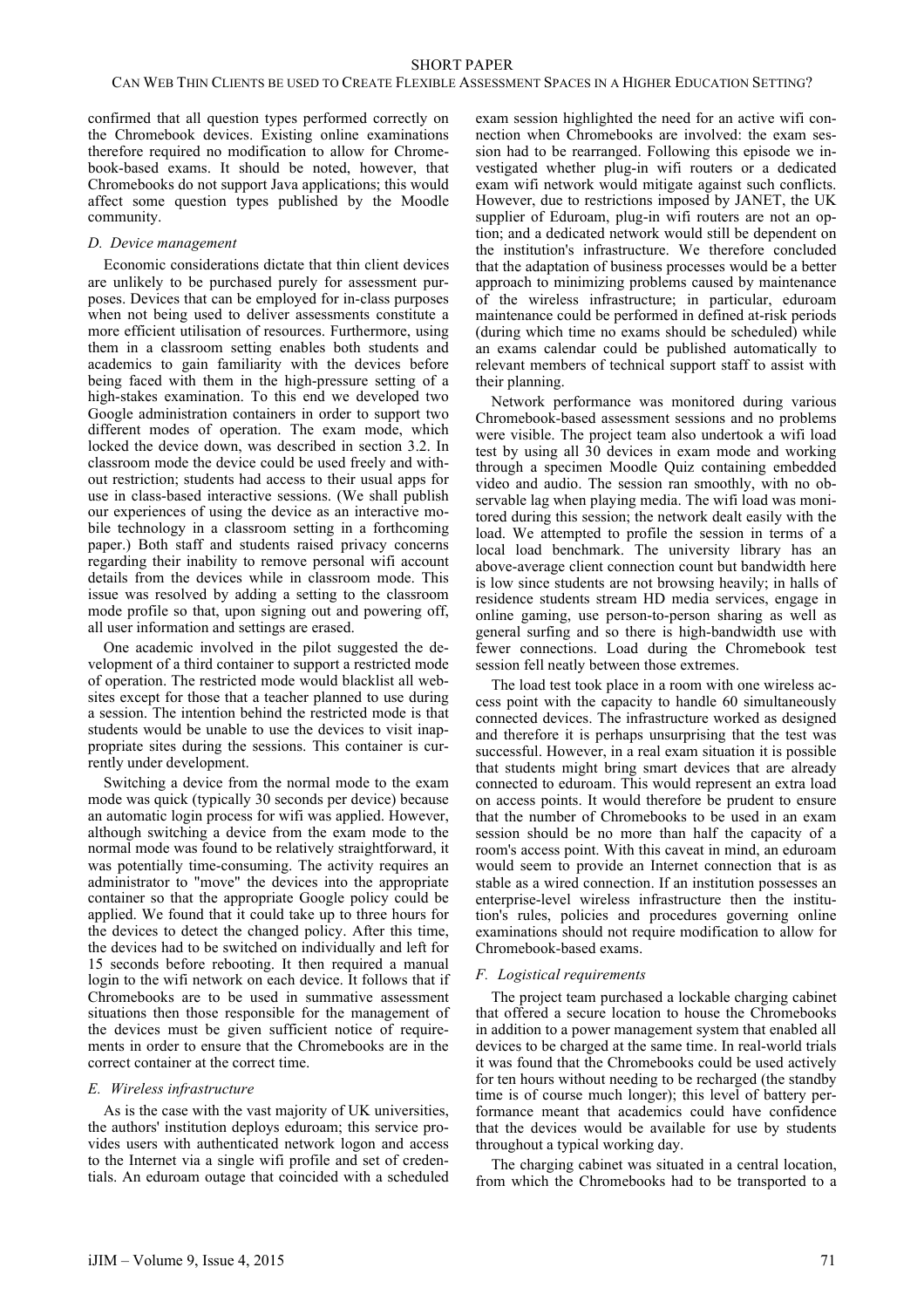confirmed that all question types performed correctly on the Chromebook devices. Existing online examinations therefore required no modification to allow for Chromebook-based exams. It should be noted, however, that Chromebooks do not support Java applications; this would affect some question types published by the Moodle community.

### *D. Device management*

Economic considerations dictate that thin client devices are unlikely to be purchased purely for assessment purposes. Devices that can be employed for in-class purposes when not being used to deliver assessments constitute a more efficient utilisation of resources. Furthermore, using them in a classroom setting enables both students and academics to gain familiarity with the devices before being faced with them in the high-pressure setting of a high-stakes examination. To this end we developed two Google administration containers in order to support two different modes of operation. The exam mode, which locked the device down, was described in section 3.2. In classroom mode the device could be used freely and without restriction; students had access to their usual apps for use in class-based interactive sessions. (We shall publish our experiences of using the device as an interactive mobile technology in a classroom setting in a forthcoming paper.) Both staff and students raised privacy concerns regarding their inability to remove personal wifi account details from the devices while in classroom mode. This issue was resolved by adding a setting to the classroom mode profile so that, upon signing out and powering off, all user information and settings are erased.

One academic involved in the pilot suggested the development of a third container to support a restricted mode of operation. The restricted mode would blacklist all websites except for those that a teacher planned to use during a session. The intention behind the restricted mode is that students would be unable to use the devices to visit inappropriate sites during the sessions. This container is currently under development.

Switching a device from the normal mode to the exam mode was quick (typically 30 seconds per device) because an automatic login process for wifi was applied. However, although switching a device from the exam mode to the normal mode was found to be relatively straightforward, it was potentially time-consuming. The activity requires an administrator to "move" the devices into the appropriate container so that the appropriate Google policy could be applied. We found that it could take up to three hours for the devices to detect the changed policy. After this time, the devices had to be switched on individually and left for 15 seconds before rebooting. It then required a manual login to the wifi network on each device. It follows that if Chromebooks are to be used in summative assessment situations then those responsible for the management of the devices must be given sufficient notice of requirements in order to ensure that the Chromebooks are in the correct container at the correct time.

### *E. Wireless infrastructure*

As is the case with the vast majority of UK universities, the authors' institution deploys eduroam; this service provides users with authenticated network logon and access to the Internet via a single wifi profile and set of credentials. An eduroam outage that coincided with a scheduled exam session highlighted the need for an active wifi connection when Chromebooks are involved: the exam session had to be rearranged. Following this episode we investigated whether plug-in wifi routers or a dedicated exam wifi network would mitigate against such conflicts. However, due to restrictions imposed by JANET, the UK supplier of Eduroam, plug-in wifi routers are not an option; and a dedicated network would still be dependent on the institution's infrastructure. We therefore concluded that the adaptation of business processes would be a better approach to minimizing problems caused by maintenance of the wireless infrastructure; in particular, eduroam maintenance could be performed in defined at-risk periods (during which time no exams should be scheduled) while an exams calendar could be published automatically to relevant members of technical support staff to assist with their planning.

Network performance was monitored during various Chromebook-based assessment sessions and no problems were visible. The project team also undertook a wifi load test by using all 30 devices in exam mode and working through a specimen Moodle Quiz containing embedded video and audio. The session ran smoothly, with no observable lag when playing media. The wifi load was monitored during this session; the network dealt easily with the load. We attempted to profile the session in terms of a local load benchmark. The university library has an above-average client connection count but bandwidth here is low since students are not browsing heavily; in halls of residence students stream HD media services, engage in online gaming, use person-to-person sharing as well as general surfing and so there is high-bandwidth use with fewer connections. Load during the Chromebook test session fell neatly between those extremes.

The load test took place in a room with one wireless access point with the capacity to handle 60 simultaneously connected devices. The infrastructure worked as designed and therefore it is perhaps unsurprising that the test was successful. However, in a real exam situation it is possible that students might bring smart devices that are already connected to eduroam. This would represent an extra load on access points. It would therefore be prudent to ensure that the number of Chromebooks to be used in an exam session should be no more than half the capacity of a room's access point. With this caveat in mind, an eduroam would seem to provide an Internet connection that is as stable as a wired connection. If an institution possesses an enterprise-level wireless infrastructure then the institution's rules, policies and procedures governing online examinations should not require modification to allow for Chromebook-based exams.

### *F. Logistical requirements*

The project team purchased a lockable charging cabinet that offered a secure location to house the Chromebooks in addition to a power management system that enabled all devices to be charged at the same time. In real-world trials it was found that the Chromebooks could be used actively for ten hours without needing to be recharged (the standby time is of course much longer); this level of battery performance meant that academics could have confidence that the devices would be available for use by students throughout a typical working day.

The charging cabinet was situated in a central location, from which the Chromebooks had to be transported to a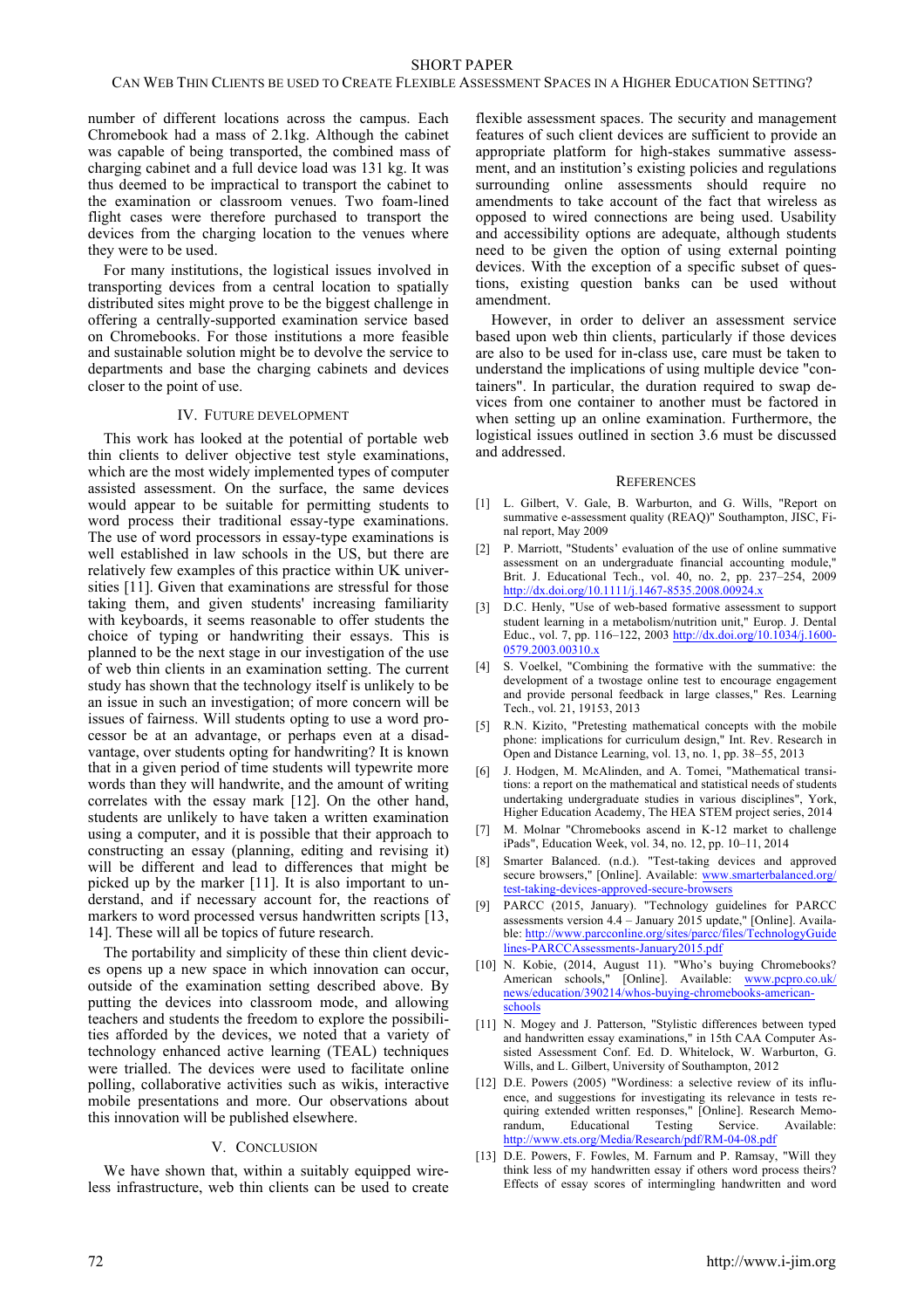number of different locations across the campus. Each Chromebook had a mass of 2.1kg. Although the cabinet was capable of being transported, the combined mass of charging cabinet and a full device load was 131 kg. It was thus deemed to be impractical to transport the cabinet to the examination or classroom venues. Two foam-lined flight cases were therefore purchased to transport the devices from the charging location to the venues where they were to be used.

For many institutions, the logistical issues involved in transporting devices from a central location to spatially distributed sites might prove to be the biggest challenge in offering a centrally-supported examination service based on Chromebooks. For those institutions a more feasible and sustainable solution might be to devolve the service to departments and base the charging cabinets and devices closer to the point of use.

## IV. Future Development

This work has looked at the potential of portable web thin clients to deliver objective test style examinations, which are the most widely implemented types of computer assisted assessment. On the surface, the same devices would appear to be suitable for permitting students to word process their traditional essay-type examinations. The use of word processors in essay-type examinations is well established in law schools in the US, but there are relatively few examples of this practice within UK universities [11]. Given that examinations are stressful for those taking them, and given students' increasing familiarity with keyboards, it seems reasonable to offer students the choice of typing or handwriting their essays. This is planned to be the next stage in our investigation of the use of web thin clients in an examination setting. The current study has shown that the technology itself is unlikely to be an issue in such an investigation; of more concern will be issues of fairness. Will students opting to use a word processor be at an advantage, or perhaps even at a disadvantage, over students opting for handwriting? It is known that in a given period of time students will typewrite more words than they will handwrite, and the amount of writing correlates with the essay mark [12]. On the other hand, students are unlikely to have taken a written examination using a computer, and it is possible that their approach to constructing an essay (planning, editing and revising it) will be different and lead to differences that might be picked up by the marker [11]. It is also important to understand, and if necessary account for, the reactions of markers to word processed versus handwritten scripts [13, 14]. These will all be topics of future research.

The portability and simplicity of these thin client devices opens up a new space in which innovation can occur, outside of the examination setting described above. By putting the devices into classroom mode, and allowing teachers and students the freedom to explore the possibilities afforded by the devices, we noted that a variety of technology enhanced active learning (TEAL) techniques were trialled. The devices were used to facilitate online polling, collaborative activities such as wikis, interactive mobile presentations and more. Our observations about this innovation will be published elsewhere.

## V. Conclusion

We have shown that, within a suitably equipped wireless infrastructure, web thin clients can be used to create flexible assessment spaces. The security and management features of such client devices are sufficient to provide an appropriate platform for high-stakes summative assessment, and an institution's existing policies and regulations surrounding online assessments should require no amendments to take account of the fact that wireless as opposed to wired connections are being used. Usability and accessibility options are adequate, although students need to be given the option of using external pointing devices. With the exception of a specific subset of questions, existing question banks can be used without amendment.

However, in order to deliver an assessment service based upon web thin clients, particularly if those devices are also to be used for in-class use, care must be taken to understand the implications of using multiple device "containers". In particular, the duration required to swap devices from one container to another must be factored in when setting up an online examination. Furthermore, the logistical issues outlined in section 3.6 must be discussed and addressed.

## References

[1] L. Gilbert, V. Gale, B. Warburton, and G. Wills, "Report on summative e-assessment quality (REAQ)" Southampton, JISC, Final report, May 2009

[2] P. Marriott, "Students' evaluation of the use of online summative assessment on an undergraduate financial accounting module," Brit. J. Educational Tech., vol. 40, no. 2, pp. 237–254, 2009 http://dx.doi.org/10.1111/j.1467-8535.2008.00924.x

[3] D.C. Henly, "Use of web-based formative assessment to support student learning in a metabolism/nutrition unit," Europ. J. Dental Educ., vol. 7, pp. 116–122, 2003 http://dx.doi.org/10.1034/j.1600-0579.2003.00310.x

[4] S. Voelkel, "Combining the formative with the summative: the development of a twostage online test to encourage engagement and provide personal feedback in large classes," Res. Learning Tech., vol. 21, 19153, 2013

[5] R.N. Kizito, "Pretesting mathematical concepts with the mobile phone: implications for curriculum design," Int. Rev. Research in Open and Distance Learning, vol. 13, no. 1, pp. 38–55, 2013

[6] J. Hodgen, M. McAlinden, and A. Tomei, "Mathematical transitions: a report on the mathematical and statistical needs of students undertaking undergraduate studies in various disciplines", York, Higher Education Academy, The HEA STEM project series, 2014

[7] M. Molnar "Chromebooks ascend in K-12 market to challenge iPads", Education Week, vol. 34, no. 12, pp. 10–11, 2014

[8] Smarter Balanced. (n.d.). "Test-taking devices and approved secure browsers," [Online]. Available: www.smarterbalanced.org/test-taking-devices-approved-secure-browsers

[9] PARCC (2015, January). "Technology guidelines for PARCC assessments version 4.4 – January 2015 update," [Online]. Available: http://www.parcconline.org/sites/parcc/files/TechnologyGuidelines-PARCCAssessments-January2015.pdf

[10] N. Kobie, (2014, August 11). "Who's buying Chromebooks? American schools," [Online]. Available: www.pcpro.co.uk/news/education/390214/whos-buying-chromebooks-american-schools

[11] N. Mogey and J. Patterson, "Stylistic differences between typed and handwritten essay examinations," in 15th CAA Computer Assisted Assessment Conf. Ed. D. Whitelock, W. Warburton, G. Wills, and L. Gilbert, University of Southampton, 2012

[12] D.E. Powers (2005) "Wordiness: a selective review of its influence, and suggestions for investigating its relevance in tests requiring extended written responses," [Online]. Research Memorandum, Educational Testing Service. Available: http://www.ets.org/Media/Research/pdf/RM-04-08.pdf

[13] D.E. Powers, F. Fowles, M. Farnum and P. Ramsay, "Will they think less of my handwritten essay if others word process theirs? Effects of essay scores of intermingling handwritten and word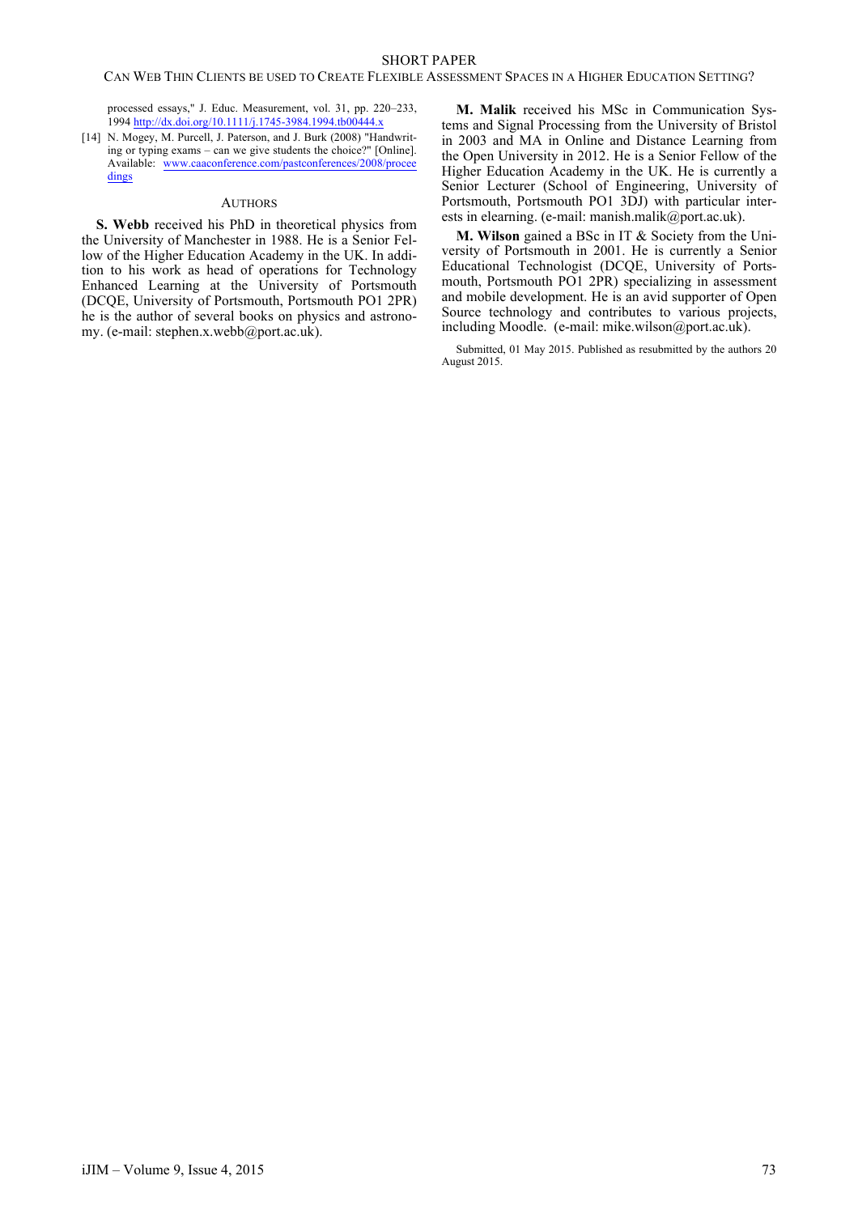processed essays," J. Educ. Measurement, vol. 31, pp. 220–233, 1994 http://dx.doi.org/10.1111/j.1745-3984.1994.tb00444.x

[14] N. Mogey, M. Purcell, J. Paterson, and J. Burk (2008) "Handwriting or typing exams – can we give students the choice?" [Online]. Available: www.caaconference.com/pastconferences/2008/proceedings

## Authors

**S. Webb** received his PhD in theoretical physics from the University of Manchester in 1988. He is a Senior Fellow of the Higher Education Academy in the UK. In addition to his work as head of operations for Technology Enhanced Learning at the University of Portsmouth (DCQE, University of Portsmouth, Portsmouth PO1 2PR) he is the author of several books on physics and astronomy. (e-mail: stephen.x.webb@port.ac.uk).

**M. Malik** received his MSc in Communication Systems and Signal Processing from the University of Bristol in 2003 and MA in Online and Distance Learning from the Open University in 2012. He is a Senior Fellow of the Higher Education Academy in the UK. He is currently a Senior Lecturer (School of Engineering, University of Portsmouth, Portsmouth PO1 3DJ) with particular interests in elearning. (e-mail: manish.malik@port.ac.uk).

**M. Wilson** gained a BSc in IT & Society from the University of Portsmouth in 2001. He is currently a Senior Educational Technologist (DCQE, University of Portsmouth, Portsmouth PO1 2PR) specializing in assessment and mobile development. He is an avid supporter of Open Source technology and contributes to various projects, including Moodle. (e-mail: mike.wilson@port.ac.uk).

Submitted, 01 May 2015. Published as resubmitted by the authors 20 August 2015.